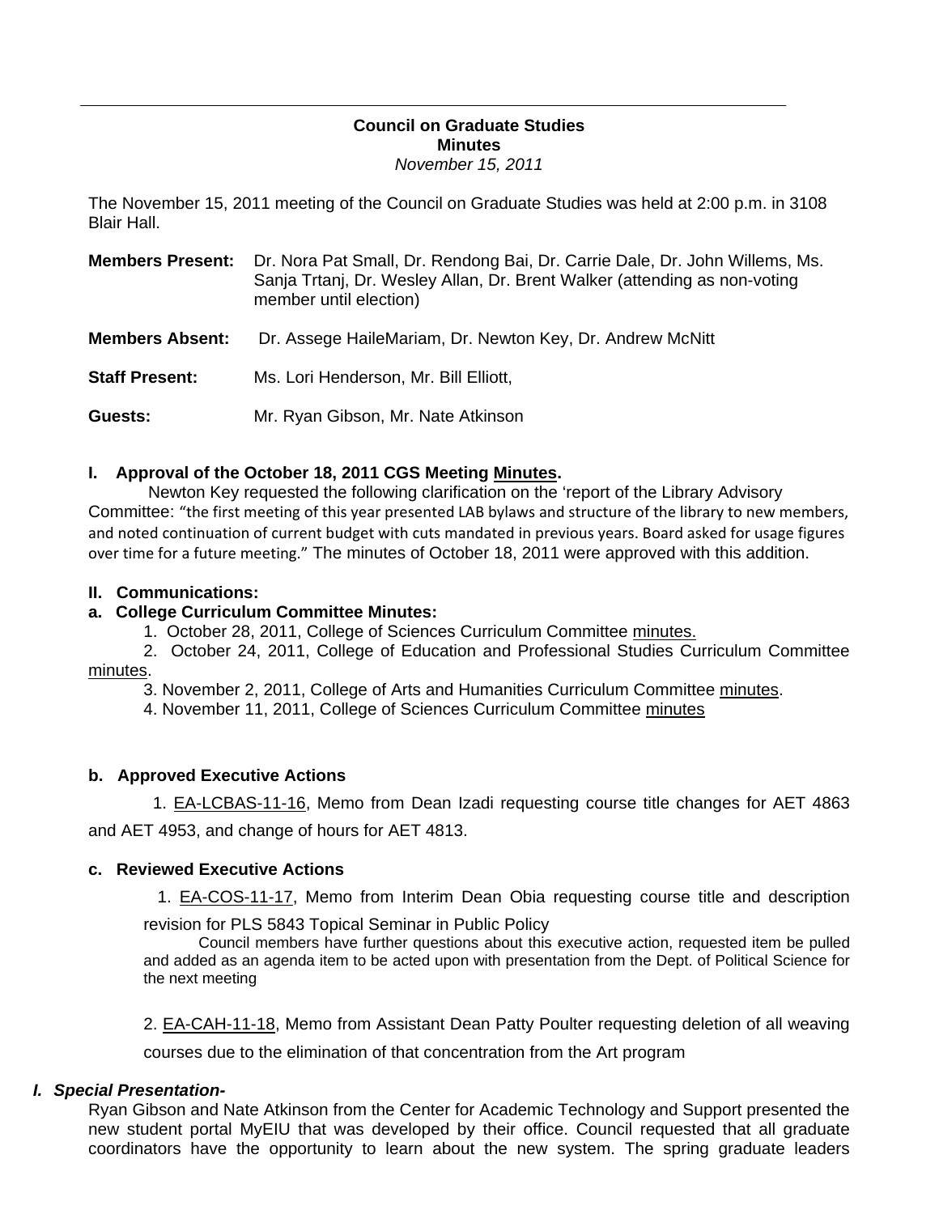**Council on Graduate Studies**
**Minutes**
*November 15, 2011*

The November 15, 2011 meeting of the Council on Graduate Studies was held at 2:00 p.m. in 3108 Blair Hall.

**Members Present:** Dr. Nora Pat Small, Dr. Rendong Bai, Dr. Carrie Dale, Dr. John Willems, Ms. Sanja Trtanj, Dr. Wesley Allan, Dr. Brent Walker (attending as non-voting member until election)

**Members Absent:** Dr. Assege HaileMariam, Dr. Newton Key, Dr. Andrew McNitt

**Staff Present:** Ms. Lori Henderson, Mr. Bill Elliott,

**Guests:** Mr. Ryan Gibson, Mr. Nate Atkinson

**I. Approval of the October 18, 2011 CGS Meeting Minutes.**

Newton Key requested the following clarification on the 'report of the Library Advisory Committee: "the first meeting of this year presented LAB bylaws and structure of the library to new members, and noted continuation of current budget with cuts mandated in previous years. Board asked for usage figures over time for a future meeting." The minutes of October 18, 2011 were approved with this addition.

**II. Communications:**

**a. College Curriculum Committee Minutes:**

1. October 28, 2011, College of Sciences Curriculum Committee minutes.
2. October 24, 2011, College of Education and Professional Studies Curriculum Committee minutes.
3. November 2, 2011, College of Arts and Humanities Curriculum Committee minutes.
4. November 11, 2011, College of Sciences Curriculum Committee minutes

**b. Approved Executive Actions**

1. EA-LCBAS-11-16, Memo from Dean Izadi requesting course title changes for AET 4863 and AET 4953, and change of hours for AET 4813.

**c. Reviewed Executive Actions**

1. EA-COS-11-17, Memo from Interim Dean Obia requesting course title and description revision for PLS 5843 Topical Seminar in Public Policy

   Council members have further questions about this executive action, requested item be pulled and added as an agenda item to be acted upon with presentation from the Dept. of Political Science for the next meeting

2. EA-CAH-11-18, Memo from Assistant Dean Patty Poulter requesting deletion of all weaving courses due to the elimination of that concentration from the Art program

***I. Special Presentation-***

Ryan Gibson and Nate Atkinson from the Center for Academic Technology and Support presented the new student portal MyEIU that was developed by their office. Council requested that all graduate coordinators have the opportunity to learn about the new system. The spring graduate leaders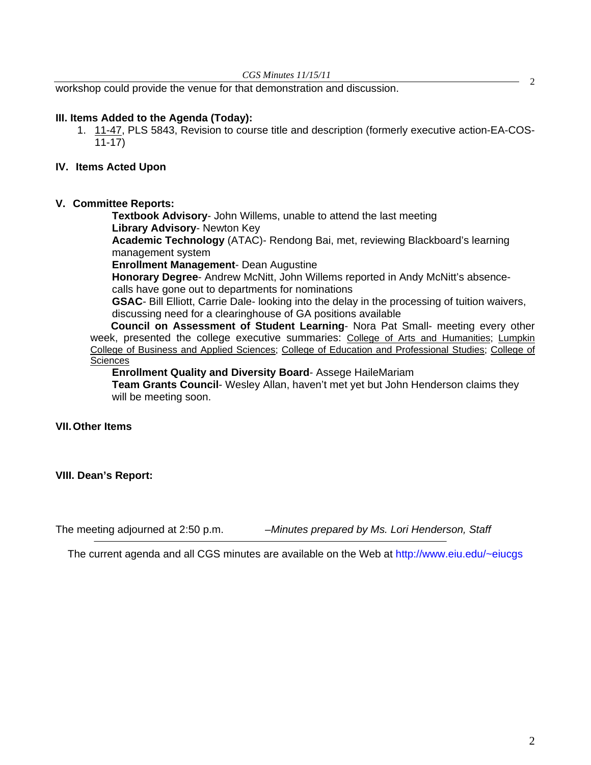workshop could provide the venue for that demonstration and discussion.

## III. Items Added to the Agenda (Today):

1. 11-47, PLS 5843, Revision to course title and description (formerly executive action-EA-COS-11-17)

## IV. Items Acted Upon

## V. Committee Reports:

**Textbook Advisory**- John Willems, unable to attend the last meeting
**Library Advisory**- Newton Key
**Academic Technology** (ATAC)- Rendong Bai, met, reviewing Blackboard's learning management system
**Enrollment Management**- Dean Augustine
**Honorary Degree**- Andrew McNitt, John Willems reported in Andy McNitt's absence- calls have gone out to departments for nominations
**GSAC**- Bill Elliott, Carrie Dale- looking into the delay in the processing of tuition waivers, discussing need for a clearinghouse of GA positions available
**Council on Assessment of Student Learning**- Nora Pat Small- meeting every other week, presented the college executive summaries: College of Arts and Humanities; Lumpkin College of Business and Applied Sciences; College of Education and Professional Studies; College of Sciences
**Enrollment Quality and Diversity Board**- Assege HaileMariam
**Team Grants Council**- Wesley Allan, haven't met yet but John Henderson claims they will be meeting soon.

## VII. Other Items

## VIII. Dean's Report:

The meeting adjourned at 2:50 p.m. *–Minutes prepared by Ms. Lori Henderson, Staff*

The current agenda and all CGS minutes are available on the Web at http://www.eiu.edu/~eiucgs